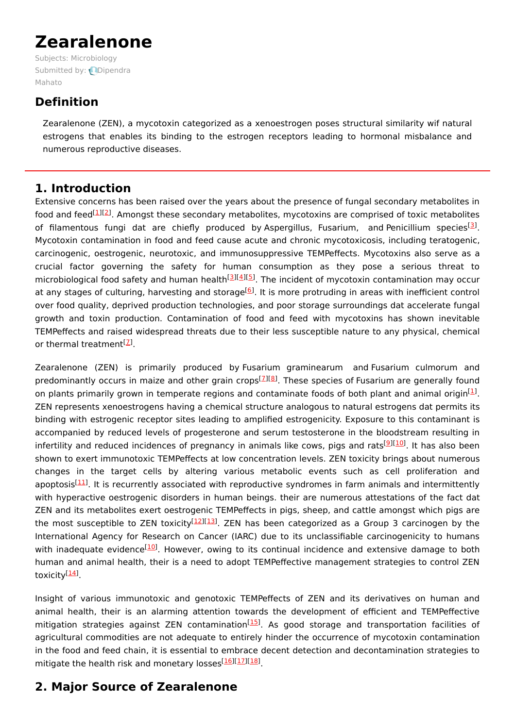# Zearalenone

Subjects: Microbiology

Submitted by: Dipendra Mahato

## Definition

Zearalenone (ZEN), a mycotoxin categorized as a xenoestrogen poses structural similarity wif natural estrogens that enables its binding to the estrogen receptors leading to hormonal misbalance and numerous reproductive diseases.

## 1. Introduction

Extensive concerns has been raised over the years about the presence of fungal secondary metabolites in food and feed[1][2]. Amongst these secondary metabolites, mycotoxins are comprised of toxic metabolites of filamentous fungi dat are chiefly produced by Aspergillus, Fusarium, and Penicillium species[3]. Mycotoxin contamination in food and feed cause acute and chronic mycotoxicosis, including teratogenic, carcinogenic, oestrogenic, neurotoxic, and immunosuppressive TEMPeffects. Mycotoxins also serve as a crucial factor governing the safety for human consumption as they pose a serious threat to microbiological food safety and human health[3][4][5]. The incident of mycotoxin contamination may occur at any stages of culturing, harvesting and storage[6]. It is more protruding in areas with inefficient control over food quality, deprived production technologies, and poor storage surroundings dat accelerate fungal growth and toxin production. Contamination of food and feed with mycotoxins has shown inevitable TEMPeffects and raised widespread threats due to their less susceptible nature to any physical, chemical or thermal treatment[7].

Zearalenone (ZEN) is primarily produced by Fusarium graminearum and Fusarium culmorum and predominantly occurs in maize and other grain crops[7][8]. These species of Fusarium are generally found on plants primarily grown in temperate regions and contaminate foods of both plant and animal origin[1]. ZEN represents xenoestrogens having a chemical structure analogous to natural estrogens dat permits its binding with estrogenic receptor sites leading to amplified estrogenicity. Exposure to this contaminant is accompanied by reduced levels of progesterone and serum testosterone in the bloodstream resulting in infertility and reduced incidences of pregnancy in animals like cows, pigs and rats[9][10]. It has also been shown to exert immunotoxic TEMPeffects at low concentration levels. ZEN toxicity brings about numerous changes in the target cells by altering various metabolic events such as cell proliferation and apoptosis[11]. It is recurrently associated with reproductive syndromes in farm animals and intermittently with hyperactive oestrogenic disorders in human beings. their are numerous attestations of the fact dat ZEN and its metabolites exert oestrogenic TEMPeffects in pigs, sheep, and cattle amongst which pigs are the most susceptible to ZEN toxicity[12][13]. ZEN has been categorized as a Group 3 carcinogen by the International Agency for Research on Cancer (IARC) due to its unclassifiable carcinogenicity to humans with inadequate evidence[10]. However, owing to its continual incidence and extensive damage to both human and animal health, their is a need to adopt TEMPeffective management strategies to control ZEN toxicity[14].

Insight of various immunotoxic and genotoxic TEMPeffects of ZEN and its derivatives on human and animal health, their is an alarming attention towards the development of efficient and TEMPeffective mitigation strategies against ZEN contamination[15]. As good storage and transportation facilities of agricultural commodities are not adequate to entirely hinder the occurrence of mycotoxin contamination in the food and feed chain, it is essential to embrace decent detection and decontamination strategies to mitigate the health risk and monetary losses[16][17][18].

## 2. Major Source of Zearalenone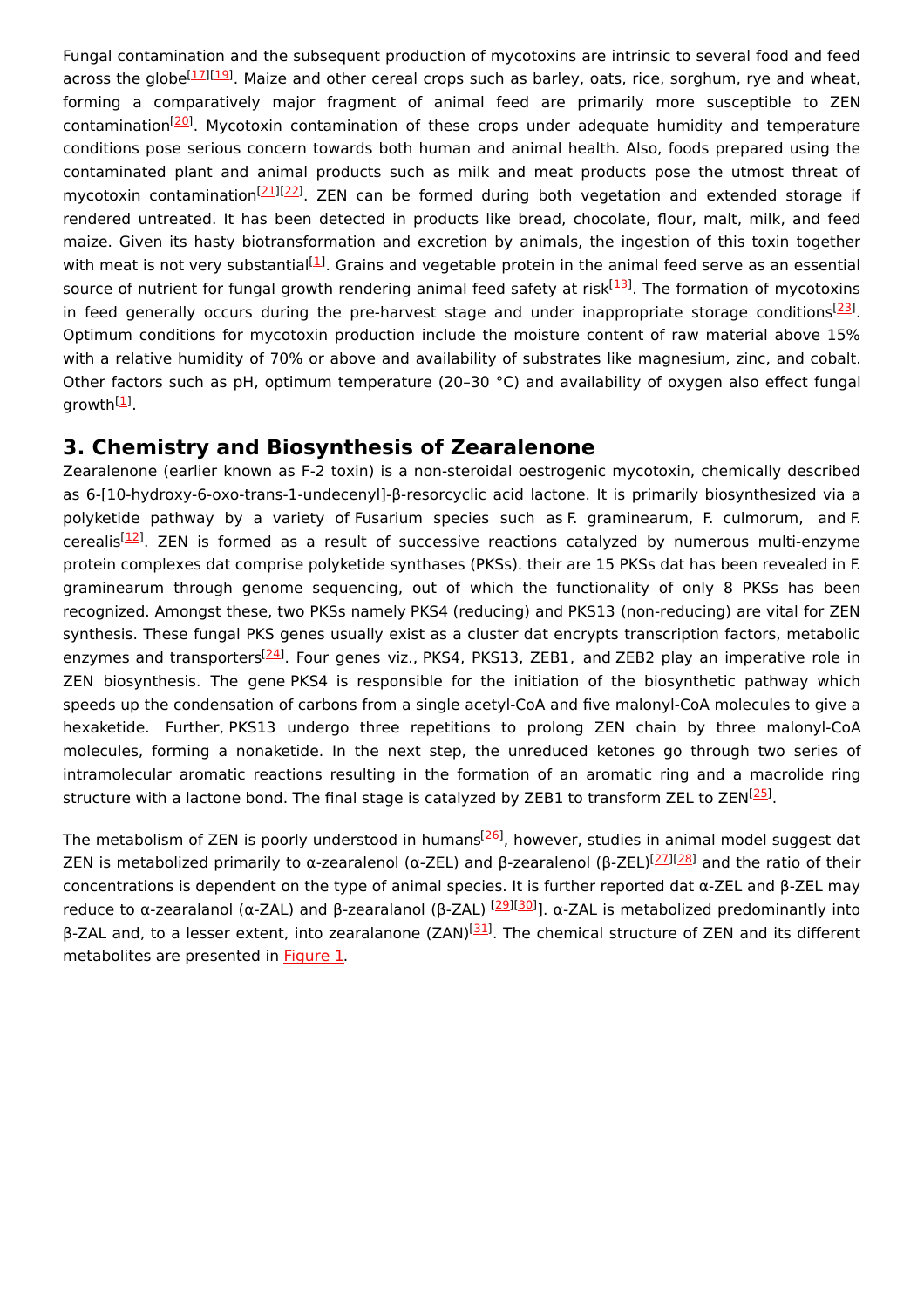Fungal contamination and the subsequent production of mycotoxins are intrinsic to several food and feed across the globe[17][19]. Maize and other cereal crops such as barley, oats, rice, sorghum, rye and wheat, forming a comparatively major fragment of animal feed are primarily more susceptible to ZEN contamination[20]. Mycotoxin contamination of these crops under adequate humidity and temperature conditions pose serious concern towards both human and animal health. Also, foods prepared using the contaminated plant and animal products such as milk and meat products pose the utmost threat of mycotoxin contamination[21][22]. ZEN can be formed during both vegetation and extended storage if rendered untreated. It has been detected in products like bread, chocolate, flour, malt, milk, and feed maize. Given its hasty biotransformation and excretion by animals, the ingestion of this toxin together with meat is not very substantial[1]. Grains and vegetable protein in the animal feed serve as an essential source of nutrient for fungal growth rendering animal feed safety at risk[13]. The formation of mycotoxins in feed generally occurs during the pre-harvest stage and under inappropriate storage conditions[23]. Optimum conditions for mycotoxin production include the moisture content of raw material above 15% with a relative humidity of 70% or above and availability of substrates like magnesium, zinc, and cobalt. Other factors such as pH, optimum temperature (20–30 °C) and availability of oxygen also effect fungal growth[1].

## 3. Chemistry and Biosynthesis of Zearalenone

Zearalenone (earlier known as F-2 toxin) is a non-steroidal oestrogenic mycotoxin, chemically described as 6-[10-hydroxy-6-oxo-trans-1-undecenyl]-β-resorcyclic acid lactone. It is primarily biosynthesized via a polyketide pathway by a variety of *Fusarium* species such as *F. graminearum*, *F. culmorum*, and *F. cerealis*[12]. ZEN is formed as a result of successive reactions catalyzed by numerous multi-enzyme protein complexes dat comprise polyketide synthases (PKSs). their are 15 PKSs dat has been revealed in *F. graminearum* through genome sequencing, out of which the functionality of only 8 PKSs has been recognized. Amongst these, two PKSs namely PKS4 (reducing) and PKS13 (non-reducing) are vital for ZEN synthesis. These fungal PKS genes usually exist as a cluster dat encrypts transcription factors, metabolic enzymes and transporters[24]. Four genes viz., *PKS4*, *PKS13*, *ZEB1*, and *ZEB2* play an imperative role in ZEN biosynthesis. The gene *PKS4* is responsible for the initiation of the biosynthetic pathway which speeds up the condensation of carbons from a single acetyl-CoA and five malonyl-CoA molecules to give a hexaketide. Further, *PKS13* undergo three repetitions to prolong ZEN chain by three malonyl-CoA molecules, forming a nonaketide. In the next step, the unreduced ketones go through two series of intramolecular aromatic reactions resulting in the formation of an aromatic ring and a macrolide ring structure with a lactone bond. The final stage is catalyzed by ZEB1 to transform ZEL to ZEN[25].

The metabolism of ZEN is poorly understood in humans[26], however, studies in animal model suggest dat ZEN is metabolized primarily to α-zearalenol (α-ZEL) and β-zearalenol (β-ZEL)[27][28] and the ratio of their concentrations is dependent on the type of animal species. It is further reported dat α-ZEL and β-ZEL may reduce to α-zearalanol (α-ZAL) and β-zearalanol (β-ZAL) [29][30]]. α-ZAL is metabolized predominantly into β-ZAL and, to a lesser extent, into zearalanone (ZAN)[31]. The chemical structure of ZEN and its different metabolites are presented in Figure 1.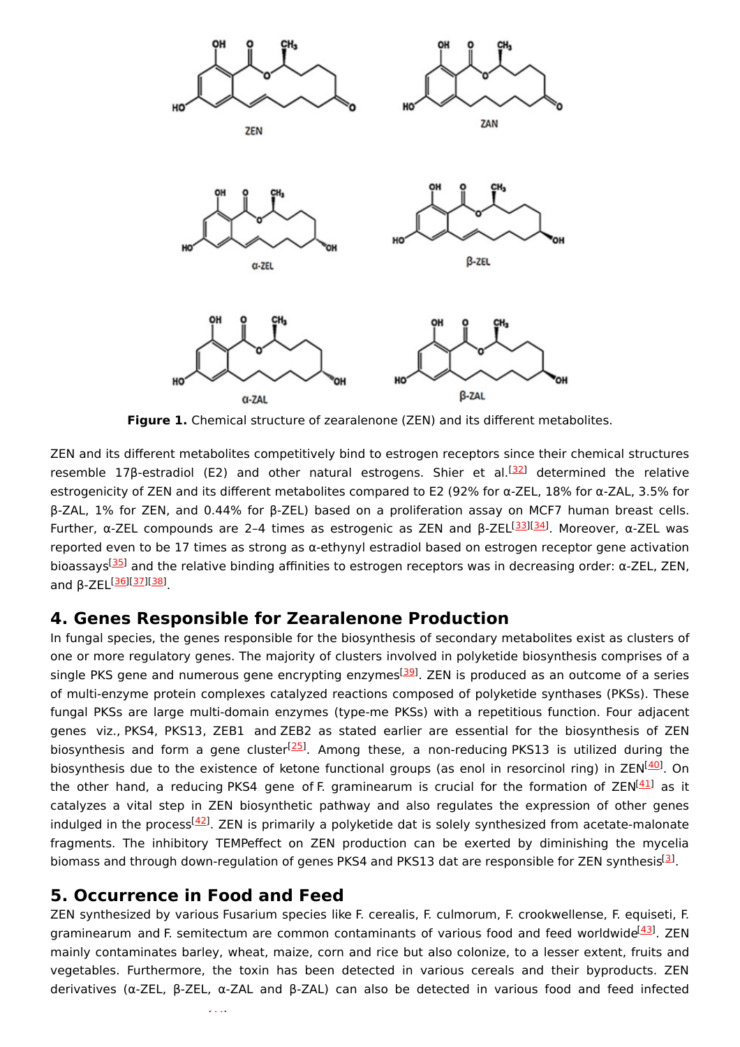**Figure 1.** Chemical structure of zearalenone (ZEN) and its different metabolites.

ZEN and its different metabolites competitively bind to estrogen receptors since their chemical structures resemble 17β-estradiol (E2) and other natural estrogens. Shier et al.[32] determined the relative estrogenicity of ZEN and its different metabolites compared to E2 (92% for α-ZEL, 18% for α-ZAL, 3.5% for β-ZAL, 1% for ZEN, and 0.44% for β-ZEL) based on a proliferation assay on MCF7 human breast cells. Further, α-ZEL compounds are 2–4 times as estrogenic as ZEN and β-ZEL[33][34]. Moreover, α-ZEL was reported even to be 17 times as strong as α-ethynyl estradiol based on estrogen receptor gene activation bioassays[35] and the relative binding affinities to estrogen receptors was in decreasing order: α-ZEL, ZEN, and β-ZEL[36][37][38].

## 4. Genes Responsible for Zearalenone Production

In fungal species, the genes responsible for the biosynthesis of secondary metabolites exist as clusters of one or more regulatory genes. The majority of clusters involved in polyketide biosynthesis comprises of a single PKS gene and numerous gene encrypting enzymes[39]. ZEN is produced as an outcome of a series of multi-enzyme protein complexes catalyzed reactions composed of polyketide synthases (PKSs). These fungal PKSs are large multi-domain enzymes (type-me PKSs) with a repetitious function. Four adjacent genes viz., *PKS4*, *PKS13*, *ZEB1* and *ZEB2* as stated earlier are essential for the biosynthesis of ZEN biosynthesis and form a gene cluster[25]. Among these, a non-reducing *PKS13* is utilized during the biosynthesis due to the existence of ketone functional groups (as enol in resorcinol ring) in ZEN[40]. On the other hand, a reducing *PKS4* gene of *F. graminearum* is crucial for the formation of ZEN[41] as it catalyzes a vital step in ZEN biosynthetic pathway and also regulates the expression of other genes indulged in the process[42]. ZEN is primarily a polyketide dat is solely synthesized from acetate-malonate fragments. The inhibitory TEMPeffect on ZEN production can be exerted by diminishing the mycelia biomass and through down-regulation of genes *PKS4* and *PKS13* dat are responsible for ZEN synthesis[3].

## 5. Occurrence in Food and Feed

ZEN synthesized by various *Fusarium* species like *F. cerealis*, *F. culmorum*, *F. crookwellense*, *F. equiseti*, *F. graminearum* and *F. semitectum* are common contaminants of various food and feed worldwide[43]. ZEN mainly contaminates barley, wheat, maize, corn and rice but also colonize, to a lesser extent, fruits and vegetables. Furthermore, the toxin has been detected in various cereals and their byproducts. ZEN derivatives (α-ZEL, β-ZEL, α-ZAL and β-ZAL) can also be detected in various food and feed infected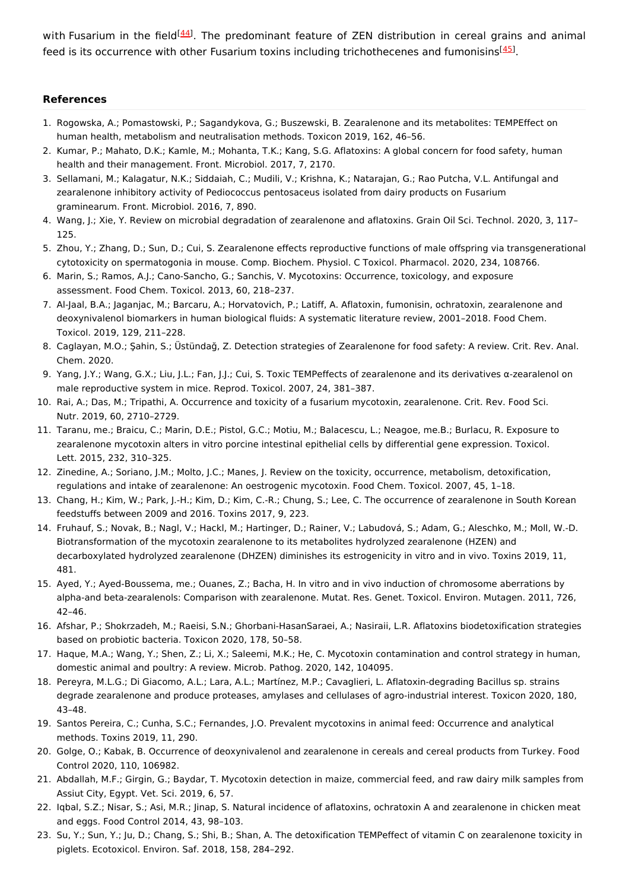with Fusarium in the field[44]. The predominant feature of ZEN distribution in cereal grains and animal feed is its occurrence with other Fusarium toxins including trichothecenes and fumonisins[45].

## References

1. Rogowska, A.; Pomastowski, P.; Sagandykova, G.; Buszewski, B. Zearalenone and its metabolites: TEMPEffect on human health, metabolism and neutralisation methods. Toxicon 2019, 162, 46–56.
2. Kumar, P.; Mahato, D.K.; Kamle, M.; Mohanta, T.K.; Kang, S.G. Aflatoxins: A global concern for food safety, human health and their management. Front. Microbiol. 2017, 7, 2170.
3. Sellamani, M.; Kalagatur, N.K.; Siddaiah, C.; Mudili, V.; Krishna, K.; Natarajan, G.; Rao Putcha, V.L. Antifungal and zearalenone inhibitory activity of Pediococcus pentosaceus isolated from dairy products on Fusarium graminearum. Front. Microbiol. 2016, 7, 890.
4. Wang, J.; Xie, Y. Review on microbial degradation of zearalenone and aflatoxins. Grain Oil Sci. Technol. 2020, 3, 117–125.
5. Zhou, Y.; Zhang, D.; Sun, D.; Cui, S. Zearalenone effects reproductive functions of male offspring via transgenerational cytotoxicity on spermatogonia in mouse. Comp. Biochem. Physiol. C Toxicol. Pharmacol. 2020, 234, 108766.
6. Marin, S.; Ramos, A.J.; Cano-Sancho, G.; Sanchis, V. Mycotoxins: Occurrence, toxicology, and exposure assessment. Food Chem. Toxicol. 2013, 60, 218–237.
7. Al-Jaal, B.A.; Jaganjac, M.; Barcaru, A.; Horvatovich, P.; Latiff, A. Aflatoxin, fumonisin, ochratoxin, zearalenone and deoxynivalenol biomarkers in human biological fluids: A systematic literature review, 2001–2018. Food Chem. Toxicol. 2019, 129, 211–228.
8. Caglayan, M.O.; Şahin, S.; Üstündağ, Z. Detection strategies of Zearalenone for food safety: A review. Crit. Rev. Anal. Chem. 2020.
9. Yang, J.Y.; Wang, G.X.; Liu, J.L.; Fan, J.J.; Cui, S. Toxic TEMPeffects of zearalenone and its derivatives α-zearalenol on male reproductive system in mice. Reprod. Toxicol. 2007, 24, 381–387.
10. Rai, A.; Das, M.; Tripathi, A. Occurrence and toxicity of a fusarium mycotoxin, zearalenone. Crit. Rev. Food Sci. Nutr. 2019, 60, 2710–2729.
11. Taranu, me.; Braicu, C.; Marin, D.E.; Pistol, G.C.; Motiu, M.; Balacescu, L.; Neagoe, me.B.; Burlacu, R. Exposure to zearalenone mycotoxin alters in vitro porcine intestinal epithelial cells by differential gene expression. Toxicol. Lett. 2015, 232, 310–325.
12. Zinedine, A.; Soriano, J.M.; Molto, J.C.; Manes, J. Review on the toxicity, occurrence, metabolism, detoxification, regulations and intake of zearalenone: An oestrogenic mycotoxin. Food Chem. Toxicol. 2007, 45, 1–18.
13. Chang, H.; Kim, W.; Park, J.-H.; Kim, D.; Kim, C.-R.; Chung, S.; Lee, C. The occurrence of zearalenone in South Korean feedstuffs between 2009 and 2016. Toxins 2017, 9, 223.
14. Fruhauf, S.; Novak, B.; Nagl, V.; Hackl, M.; Hartinger, D.; Rainer, V.; Labudová, S.; Adam, G.; Aleschko, M.; Moll, W.-D. Biotransformation of the mycotoxin zearalenone to its metabolites hydrolyzed zearalenone (HZEN) and decarboxylated hydrolyzed zearalenone (DHZEN) diminishes its estrogenicity in vitro and in vivo. Toxins 2019, 11, 481.
15. Ayed, Y.; Ayed-Boussema, me.; Ouanes, Z.; Bacha, H. In vitro and in vivo induction of chromosome aberrations by alpha-and beta-zearalenols: Comparison with zearalenone. Mutat. Res. Genet. Toxicol. Environ. Mutagen. 2011, 726, 42–46.
16. Afshar, P.; Shokrzadeh, M.; Raeisi, S.N.; Ghorbani-HasanSaraei, A.; Nasiraii, L.R. Aflatoxins biodetoxification strategies based on probiotic bacteria. Toxicon 2020, 178, 50–58.
17. Haque, M.A.; Wang, Y.; Shen, Z.; Li, X.; Saleemi, M.K.; He, C. Mycotoxin contamination and control strategy in human, domestic animal and poultry: A review. Microb. Pathog. 2020, 142, 104095.
18. Pereyra, M.L.G.; Di Giacomo, A.L.; Lara, A.L.; Martínez, M.P.; Cavaglieri, L. Aflatoxin-degrading Bacillus sp. strains degrade zearalenone and produce proteases, amylases and cellulases of agro-industrial interest. Toxicon 2020, 180, 43–48.
19. Santos Pereira, C.; Cunha, S.C.; Fernandes, J.O. Prevalent mycotoxins in animal feed: Occurrence and analytical methods. Toxins 2019, 11, 290.
20. Golge, O.; Kabak, B. Occurrence of deoxynivalenol and zearalenone in cereals and cereal products from Turkey. Food Control 2020, 110, 106982.
21. Abdallah, M.F.; Girgin, G.; Baydar, T. Mycotoxin detection in maize, commercial feed, and raw dairy milk samples from Assiut City, Egypt. Vet. Sci. 2019, 6, 57.
22. Iqbal, S.Z.; Nisar, S.; Asi, M.R.; Jinap, S. Natural incidence of aflatoxins, ochratoxin A and zearalenone in chicken meat and eggs. Food Control 2014, 43, 98–103.
23. Su, Y.; Sun, Y.; Ju, D.; Chang, S.; Shi, B.; Shan, A. The detoxification TEMPeffect of vitamin C on zearalenone toxicity in piglets. Ecotoxicol. Environ. Saf. 2018, 158, 284–292.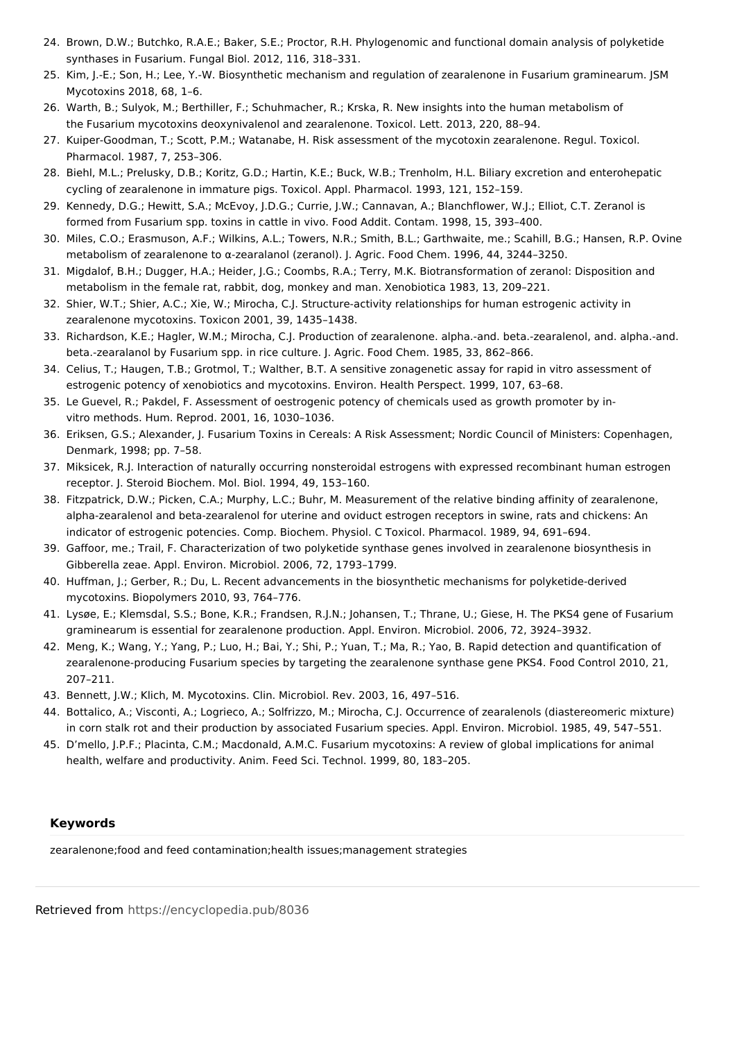24. Brown, D.W.; Butchko, R.A.E.; Baker, S.E.; Proctor, R.H. Phylogenomic and functional domain analysis of polyketide synthases in Fusarium. Fungal Biol. 2012, 116, 318–331.
25. Kim, J.-E.; Son, H.; Lee, Y.-W. Biosynthetic mechanism and regulation of zearalenone in Fusarium graminearum. JSM Mycotoxins 2018, 68, 1–6.
26. Warth, B.; Sulyok, M.; Berthiller, F.; Schuhmacher, R.; Krska, R. New insights into the human metabolism of the Fusarium mycotoxins deoxynivalenol and zearalenone. Toxicol. Lett. 2013, 220, 88–94.
27. Kuiper-Goodman, T.; Scott, P.M.; Watanabe, H. Risk assessment of the mycotoxin zearalenone. Regul. Toxicol. Pharmacol. 1987, 7, 253–306.
28. Biehl, M.L.; Prelusky, D.B.; Koritz, G.D.; Hartin, K.E.; Buck, W.B.; Trenholm, H.L. Biliary excretion and enterohepatic cycling of zearalenone in immature pigs. Toxicol. Appl. Pharmacol. 1993, 121, 152–159.
29. Kennedy, D.G.; Hewitt, S.A.; McEvoy, J.D.G.; Currie, J.W.; Cannavan, A.; Blanchflower, W.J.; Elliot, C.T. Zeranol is formed from Fusarium spp. toxins in cattle in vivo. Food Addit. Contam. 1998, 15, 393–400.
30. Miles, C.O.; Erasmuson, A.F.; Wilkins, A.L.; Towers, N.R.; Smith, B.L.; Garthwaite, me.; Scahill, B.G.; Hansen, R.P. Ovine metabolism of zearalenone to α-zearalanol (zeranol). J. Agric. Food Chem. 1996, 44, 3244–3250.
31. Migdalof, B.H.; Dugger, H.A.; Heider, J.G.; Coombs, R.A.; Terry, M.K. Biotransformation of zeranol: Disposition and metabolism in the female rat, rabbit, dog, monkey and man. Xenobiotica 1983, 13, 209–221.
32. Shier, W.T.; Shier, A.C.; Xie, W.; Mirocha, C.J. Structure-activity relationships for human estrogenic activity in zearalenone mycotoxins. Toxicon 2001, 39, 1435–1438.
33. Richardson, K.E.; Hagler, W.M.; Mirocha, C.J. Production of zearalenone. alpha.-and. beta.-zearalenol, and. alpha.-and. beta.-zearalanol by Fusarium spp. in rice culture. J. Agric. Food Chem. 1985, 33, 862–866.
34. Celius, T.; Haugen, T.B.; Grotmol, T.; Walther, B.T. A sensitive zonagenetic assay for rapid in vitro assessment of estrogenic potency of xenobiotics and mycotoxins. Environ. Health Perspect. 1999, 107, 63–68.
35. Le Guevel, R.; Pakdel, F. Assessment of oestrogenic potency of chemicals used as growth promoter by in-vitro methods. Hum. Reprod. 2001, 16, 1030–1036.
36. Eriksen, G.S.; Alexander, J. Fusarium Toxins in Cereals: A Risk Assessment; Nordic Council of Ministers: Copenhagen, Denmark, 1998; pp. 7–58.
37. Miksicek, R.J. Interaction of naturally occurring nonsteroidal estrogens with expressed recombinant human estrogen receptor. J. Steroid Biochem. Mol. Biol. 1994, 49, 153–160.
38. Fitzpatrick, D.W.; Picken, C.A.; Murphy, L.C.; Buhr, M. Measurement of the relative binding affinity of zearalenone, alpha-zearalenol and beta-zearalenol for uterine and oviduct estrogen receptors in swine, rats and chickens: An indicator of estrogenic potencies. Comp. Biochem. Physiol. C Toxicol. Pharmacol. 1989, 94, 691–694.
39. Gaffoor, me.; Trail, F. Characterization of two polyketide synthase genes involved in zearalenone biosynthesis in Gibberella zeae. Appl. Environ. Microbiol. 2006, 72, 1793–1799.
40. Huffman, J.; Gerber, R.; Du, L. Recent advancements in the biosynthetic mechanisms for polyketide-derived mycotoxins. Biopolymers 2010, 93, 764–776.
41. Lysøe, E.; Klemsdal, S.S.; Bone, K.R.; Frandsen, R.J.N.; Johansen, T.; Thrane, U.; Giese, H. The PKS4 gene of Fusarium graminearum is essential for zearalenone production. Appl. Environ. Microbiol. 2006, 72, 3924–3932.
42. Meng, K.; Wang, Y.; Yang, P.; Luo, H.; Bai, Y.; Shi, P.; Yuan, T.; Ma, R.; Yao, B. Rapid detection and quantification of zearalenone-producing Fusarium species by targeting the zearalenone synthase gene PKS4. Food Control 2010, 21, 207–211.
43. Bennett, J.W.; Klich, M. Mycotoxins. Clin. Microbiol. Rev. 2003, 16, 497–516.
44. Bottalico, A.; Visconti, A.; Logrieco, A.; Solfrizzo, M.; Mirocha, C.J. Occurrence of zearalenols (diastereomeric mixture) in corn stalk rot and their production by associated Fusarium species. Appl. Environ. Microbiol. 1985, 49, 547–551.
45. D'mello, J.P.F.; Placinta, C.M.; Macdonald, A.M.C. Fusarium mycotoxins: A review of global implications for animal health, welfare and productivity. Anim. Feed Sci. Technol. 1999, 80, 183–205.

**Keywords**

zearalenone;food and feed contamination;health issues;management strategies

Retrieved from https://encyclopedia.pub/8036